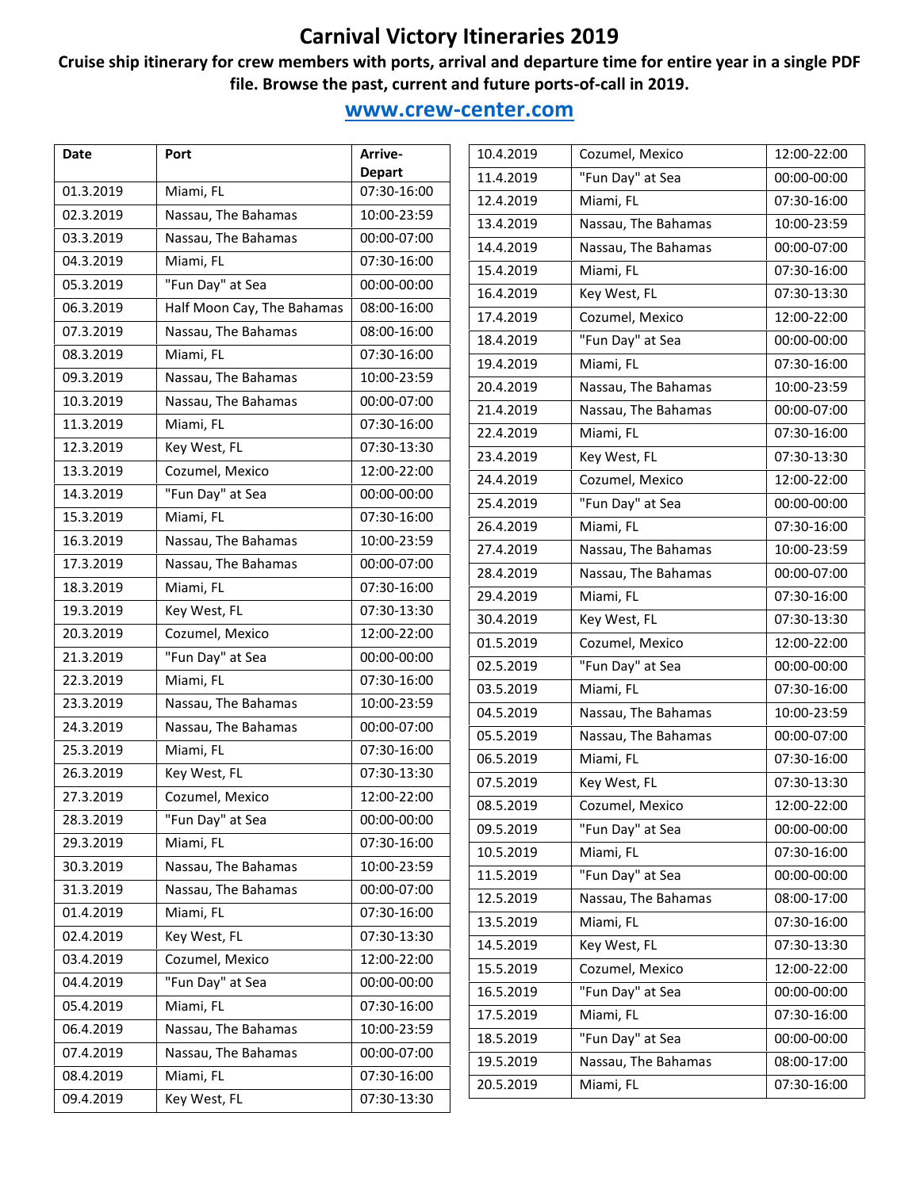# Carnival Victory Itineraries 2019

**Cruise ship itinerary for crew members with ports, arrival and departure time for entire year in a single PDF file. Browse the past, current and future ports-of-call in 2019.**

## www.crew-center.com

| Date | Port | Arrive-Depart |
|---|---|---|
| 01.3.2019 | Miami, FL | 07:30-16:00 |
| 02.3.2019 | Nassau, The Bahamas | 10:00-23:59 |
| 03.3.2019 | Nassau, The Bahamas | 00:00-07:00 |
| 04.3.2019 | Miami, FL | 07:30-16:00 |
| 05.3.2019 | "Fun Day" at Sea | 00:00-00:00 |
| 06.3.2019 | Half Moon Cay, The Bahamas | 08:00-16:00 |
| 07.3.2019 | Nassau, The Bahamas | 08:00-16:00 |
| 08.3.2019 | Miami, FL | 07:30-16:00 |
| 09.3.2019 | Nassau, The Bahamas | 10:00-23:59 |
| 10.3.2019 | Nassau, The Bahamas | 00:00-07:00 |
| 11.3.2019 | Miami, FL | 07:30-16:00 |
| 12.3.2019 | Key West, FL | 07:30-13:30 |
| 13.3.2019 | Cozumel, Mexico | 12:00-22:00 |
| 14.3.2019 | "Fun Day" at Sea | 00:00-00:00 |
| 15.3.2019 | Miami, FL | 07:30-16:00 |
| 16.3.2019 | Nassau, The Bahamas | 10:00-23:59 |
| 17.3.2019 | Nassau, The Bahamas | 00:00-07:00 |
| 18.3.2019 | Miami, FL | 07:30-16:00 |
| 19.3.2019 | Key West, FL | 07:30-13:30 |
| 20.3.2019 | Cozumel, Mexico | 12:00-22:00 |
| 21.3.2019 | "Fun Day" at Sea | 00:00-00:00 |
| 22.3.2019 | Miami, FL | 07:30-16:00 |
| 23.3.2019 | Nassau, The Bahamas | 10:00-23:59 |
| 24.3.2019 | Nassau, The Bahamas | 00:00-07:00 |
| 25.3.2019 | Miami, FL | 07:30-16:00 |
| 26.3.2019 | Key West, FL | 07:30-13:30 |
| 27.3.2019 | Cozumel, Mexico | 12:00-22:00 |
| 28.3.2019 | "Fun Day" at Sea | 00:00-00:00 |
| 29.3.2019 | Miami, FL | 07:30-16:00 |
| 30.3.2019 | Nassau, The Bahamas | 10:00-23:59 |
| 31.3.2019 | Nassau, The Bahamas | 00:00-07:00 |
| 01.4.2019 | Miami, FL | 07:30-16:00 |
| 02.4.2019 | Key West, FL | 07:30-13:30 |
| 03.4.2019 | Cozumel, Mexico | 12:00-22:00 |
| 04.4.2019 | "Fun Day" at Sea | 00:00-00:00 |
| 05.4.2019 | Miami, FL | 07:30-16:00 |
| 06.4.2019 | Nassau, The Bahamas | 10:00-23:59 |
| 07.4.2019 | Nassau, The Bahamas | 00:00-07:00 |
| 08.4.2019 | Miami, FL | 07:30-16:00 |
| 09.4.2019 | Key West, FL | 07:30-13:30 |
| 10.4.2019 | Cozumel, Mexico | 12:00-22:00 |
| 11.4.2019 | "Fun Day" at Sea | 00:00-00:00 |
| 12.4.2019 | Miami, FL | 07:30-16:00 |
| 13.4.2019 | Nassau, The Bahamas | 10:00-23:59 |
| 14.4.2019 | Nassau, The Bahamas | 00:00-07:00 |
| 15.4.2019 | Miami, FL | 07:30-16:00 |
| 16.4.2019 | Key West, FL | 07:30-13:30 |
| 17.4.2019 | Cozumel, Mexico | 12:00-22:00 |
| 18.4.2019 | "Fun Day" at Sea | 00:00-00:00 |
| 19.4.2019 | Miami, FL | 07:30-16:00 |
| 20.4.2019 | Nassau, The Bahamas | 10:00-23:59 |
| 21.4.2019 | Nassau, The Bahamas | 00:00-07:00 |
| 22.4.2019 | Miami, FL | 07:30-16:00 |
| 23.4.2019 | Key West, FL | 07:30-13:30 |
| 24.4.2019 | Cozumel, Mexico | 12:00-22:00 |
| 25.4.2019 | "Fun Day" at Sea | 00:00-00:00 |
| 26.4.2019 | Miami, FL | 07:30-16:00 |
| 27.4.2019 | Nassau, The Bahamas | 10:00-23:59 |
| 28.4.2019 | Nassau, The Bahamas | 00:00-07:00 |
| 29.4.2019 | Miami, FL | 07:30-16:00 |
| 30.4.2019 | Key West, FL | 07:30-13:30 |
| 01.5.2019 | Cozumel, Mexico | 12:00-22:00 |
| 02.5.2019 | "Fun Day" at Sea | 00:00-00:00 |
| 03.5.2019 | Miami, FL | 07:30-16:00 |
| 04.5.2019 | Nassau, The Bahamas | 10:00-23:59 |
| 05.5.2019 | Nassau, The Bahamas | 00:00-07:00 |
| 06.5.2019 | Miami, FL | 07:30-16:00 |
| 07.5.2019 | Key West, FL | 07:30-13:30 |
| 08.5.2019 | Cozumel, Mexico | 12:00-22:00 |
| 09.5.2019 | "Fun Day" at Sea | 00:00-00:00 |
| 10.5.2019 | Miami, FL | 07:30-16:00 |
| 11.5.2019 | "Fun Day" at Sea | 00:00-00:00 |
| 12.5.2019 | Nassau, The Bahamas | 08:00-17:00 |
| 13.5.2019 | Miami, FL | 07:30-16:00 |
| 14.5.2019 | Key West, FL | 07:30-13:30 |
| 15.5.2019 | Cozumel, Mexico | 12:00-22:00 |
| 16.5.2019 | "Fun Day" at Sea | 00:00-00:00 |
| 17.5.2019 | Miami, FL | 07:30-16:00 |
| 18.5.2019 | "Fun Day" at Sea | 00:00-00:00 |
| 19.5.2019 | Nassau, The Bahamas | 08:00-17:00 |
| 20.5.2019 | Miami, FL | 07:30-16:00 |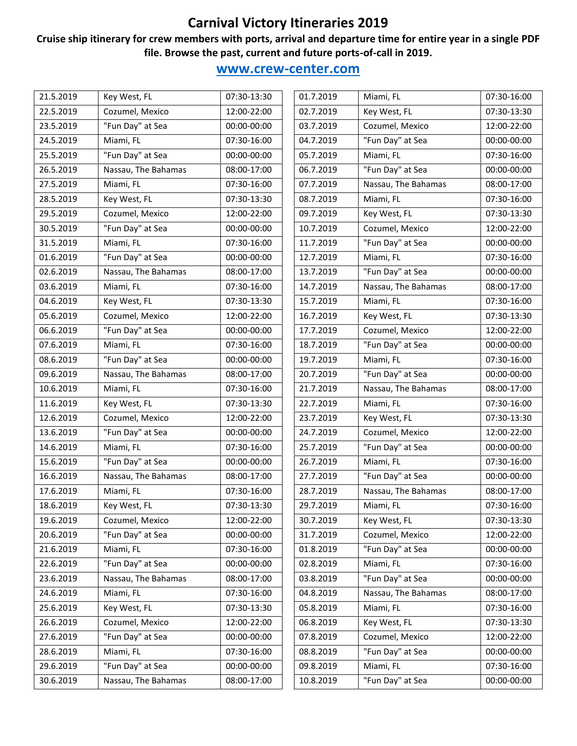# Carnival Victory Itineraries 2019

**Cruise ship itinerary for crew members with ports, arrival and departure time for entire year in a single PDF file. Browse the past, current and future ports-of-call in 2019.**

## www.crew-center.com

| | | |
|---|---|---|
| 21.5.2019 | Key West, FL | 07:30-13:30 |
| 22.5.2019 | Cozumel, Mexico | 12:00-22:00 |
| 23.5.2019 | "Fun Day" at Sea | 00:00-00:00 |
| 24.5.2019 | Miami, FL | 07:30-16:00 |
| 25.5.2019 | "Fun Day" at Sea | 00:00-00:00 |
| 26.5.2019 | Nassau, The Bahamas | 08:00-17:00 |
| 27.5.2019 | Miami, FL | 07:30-16:00 |
| 28.5.2019 | Key West, FL | 07:30-13:30 |
| 29.5.2019 | Cozumel, Mexico | 12:00-22:00 |
| 30.5.2019 | "Fun Day" at Sea | 00:00-00:00 |
| 31.5.2019 | Miami, FL | 07:30-16:00 |
| 01.6.2019 | "Fun Day" at Sea | 00:00-00:00 |
| 02.6.2019 | Nassau, The Bahamas | 08:00-17:00 |
| 03.6.2019 | Miami, FL | 07:30-16:00 |
| 04.6.2019 | Key West, FL | 07:30-13:30 |
| 05.6.2019 | Cozumel, Mexico | 12:00-22:00 |
| 06.6.2019 | "Fun Day" at Sea | 00:00-00:00 |
| 07.6.2019 | Miami, FL | 07:30-16:00 |
| 08.6.2019 | "Fun Day" at Sea | 00:00-00:00 |
| 09.6.2019 | Nassau, The Bahamas | 08:00-17:00 |
| 10.6.2019 | Miami, FL | 07:30-16:00 |
| 11.6.2019 | Key West, FL | 07:30-13:30 |
| 12.6.2019 | Cozumel, Mexico | 12:00-22:00 |
| 13.6.2019 | "Fun Day" at Sea | 00:00-00:00 |
| 14.6.2019 | Miami, FL | 07:30-16:00 |
| 15.6.2019 | "Fun Day" at Sea | 00:00-00:00 |
| 16.6.2019 | Nassau, The Bahamas | 08:00-17:00 |
| 17.6.2019 | Miami, FL | 07:30-16:00 |
| 18.6.2019 | Key West, FL | 07:30-13:30 |
| 19.6.2019 | Cozumel, Mexico | 12:00-22:00 |
| 20.6.2019 | "Fun Day" at Sea | 00:00-00:00 |
| 21.6.2019 | Miami, FL | 07:30-16:00 |
| 22.6.2019 | "Fun Day" at Sea | 00:00-00:00 |
| 23.6.2019 | Nassau, The Bahamas | 08:00-17:00 |
| 24.6.2019 | Miami, FL | 07:30-16:00 |
| 25.6.2019 | Key West, FL | 07:30-13:30 |
| 26.6.2019 | Cozumel, Mexico | 12:00-22:00 |
| 27.6.2019 | "Fun Day" at Sea | 00:00-00:00 |
| 28.6.2019 | Miami, FL | 07:30-16:00 |
| 29.6.2019 | "Fun Day" at Sea | 00:00-00:00 |
| 30.6.2019 | Nassau, The Bahamas | 08:00-17:00 |
| 01.7.2019 | Miami, FL | 07:30-16:00 |
| 02.7.2019 | Key West, FL | 07:30-13:30 |
| 03.7.2019 | Cozumel, Mexico | 12:00-22:00 |
| 04.7.2019 | "Fun Day" at Sea | 00:00-00:00 |
| 05.7.2019 | Miami, FL | 07:30-16:00 |
| 06.7.2019 | "Fun Day" at Sea | 00:00-00:00 |
| 07.7.2019 | Nassau, The Bahamas | 08:00-17:00 |
| 08.7.2019 | Miami, FL | 07:30-16:00 |
| 09.7.2019 | Key West, FL | 07:30-13:30 |
| 10.7.2019 | Cozumel, Mexico | 12:00-22:00 |
| 11.7.2019 | "Fun Day" at Sea | 00:00-00:00 |
| 12.7.2019 | Miami, FL | 07:30-16:00 |
| 13.7.2019 | "Fun Day" at Sea | 00:00-00:00 |
| 14.7.2019 | Nassau, The Bahamas | 08:00-17:00 |
| 15.7.2019 | Miami, FL | 07:30-16:00 |
| 16.7.2019 | Key West, FL | 07:30-13:30 |
| 17.7.2019 | Cozumel, Mexico | 12:00-22:00 |
| 18.7.2019 | "Fun Day" at Sea | 00:00-00:00 |
| 19.7.2019 | Miami, FL | 07:30-16:00 |
| 20.7.2019 | "Fun Day" at Sea | 00:00-00:00 |
| 21.7.2019 | Nassau, The Bahamas | 08:00-17:00 |
| 22.7.2019 | Miami, FL | 07:30-16:00 |
| 23.7.2019 | Key West, FL | 07:30-13:30 |
| 24.7.2019 | Cozumel, Mexico | 12:00-22:00 |
| 25.7.2019 | "Fun Day" at Sea | 00:00-00:00 |
| 26.7.2019 | Miami, FL | 07:30-16:00 |
| 27.7.2019 | "Fun Day" at Sea | 00:00-00:00 |
| 28.7.2019 | Nassau, The Bahamas | 08:00-17:00 |
| 29.7.2019 | Miami, FL | 07:30-16:00 |
| 30.7.2019 | Key West, FL | 07:30-13:30 |
| 31.7.2019 | Cozumel, Mexico | 12:00-22:00 |
| 01.8.2019 | "Fun Day" at Sea | 00:00-00:00 |
| 02.8.2019 | Miami, FL | 07:30-16:00 |
| 03.8.2019 | "Fun Day" at Sea | 00:00-00:00 |
| 04.8.2019 | Nassau, The Bahamas | 08:00-17:00 |
| 05.8.2019 | Miami, FL | 07:30-16:00 |
| 06.8.2019 | Key West, FL | 07:30-13:30 |
| 07.8.2019 | Cozumel, Mexico | 12:00-22:00 |
| 08.8.2019 | "Fun Day" at Sea | 00:00-00:00 |
| 09.8.2019 | Miami, FL | 07:30-16:00 |
| 10.8.2019 | "Fun Day" at Sea | 00:00-00:00 |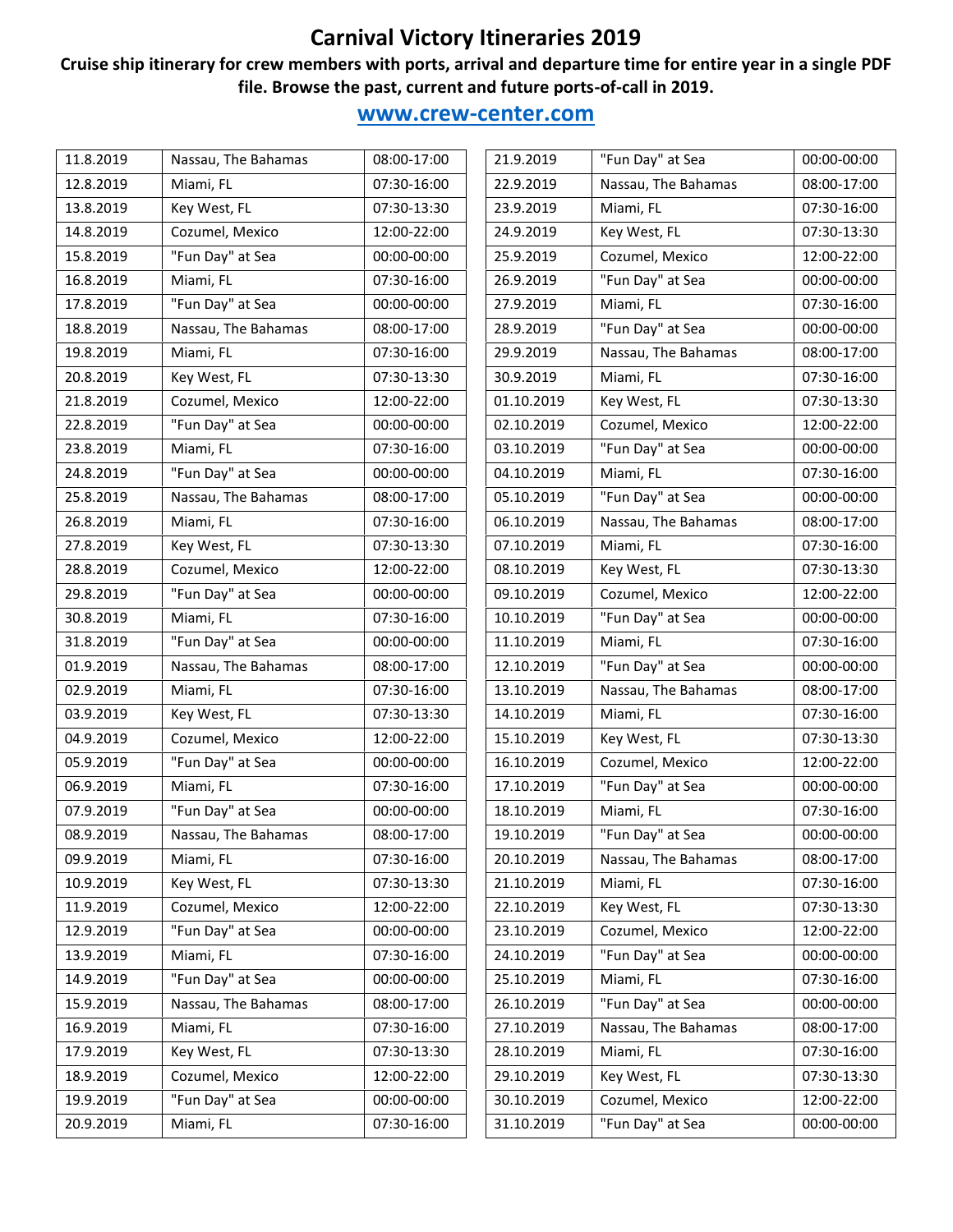# Carnival Victory Itineraries 2019

**Cruise ship itinerary for crew members with ports, arrival and departure time for entire year in a single PDF file. Browse the past, current and future ports-of-call in 2019.**

## www.crew-center.com

| | | |
|---|---|---|
| 11.8.2019 | Nassau, The Bahamas | 08:00-17:00 |
| 12.8.2019 | Miami, FL | 07:30-16:00 |
| 13.8.2019 | Key West, FL | 07:30-13:30 |
| 14.8.2019 | Cozumel, Mexico | 12:00-22:00 |
| 15.8.2019 | "Fun Day" at Sea | 00:00-00:00 |
| 16.8.2019 | Miami, FL | 07:30-16:00 |
| 17.8.2019 | "Fun Day" at Sea | 00:00-00:00 |
| 18.8.2019 | Nassau, The Bahamas | 08:00-17:00 |
| 19.8.2019 | Miami, FL | 07:30-16:00 |
| 20.8.2019 | Key West, FL | 07:30-13:30 |
| 21.8.2019 | Cozumel, Mexico | 12:00-22:00 |
| 22.8.2019 | "Fun Day" at Sea | 00:00-00:00 |
| 23.8.2019 | Miami, FL | 07:30-16:00 |
| 24.8.2019 | "Fun Day" at Sea | 00:00-00:00 |
| 25.8.2019 | Nassau, The Bahamas | 08:00-17:00 |
| 26.8.2019 | Miami, FL | 07:30-16:00 |
| 27.8.2019 | Key West, FL | 07:30-13:30 |
| 28.8.2019 | Cozumel, Mexico | 12:00-22:00 |
| 29.8.2019 | "Fun Day" at Sea | 00:00-00:00 |
| 30.8.2019 | Miami, FL | 07:30-16:00 |
| 31.8.2019 | "Fun Day" at Sea | 00:00-00:00 |
| 01.9.2019 | Nassau, The Bahamas | 08:00-17:00 |
| 02.9.2019 | Miami, FL | 07:30-16:00 |
| 03.9.2019 | Key West, FL | 07:30-13:30 |
| 04.9.2019 | Cozumel, Mexico | 12:00-22:00 |
| 05.9.2019 | "Fun Day" at Sea | 00:00-00:00 |
| 06.9.2019 | Miami, FL | 07:30-16:00 |
| 07.9.2019 | "Fun Day" at Sea | 00:00-00:00 |
| 08.9.2019 | Nassau, The Bahamas | 08:00-17:00 |
| 09.9.2019 | Miami, FL | 07:30-16:00 |
| 10.9.2019 | Key West, FL | 07:30-13:30 |
| 11.9.2019 | Cozumel, Mexico | 12:00-22:00 |
| 12.9.2019 | "Fun Day" at Sea | 00:00-00:00 |
| 13.9.2019 | Miami, FL | 07:30-16:00 |
| 14.9.2019 | "Fun Day" at Sea | 00:00-00:00 |
| 15.9.2019 | Nassau, The Bahamas | 08:00-17:00 |
| 16.9.2019 | Miami, FL | 07:30-16:00 |
| 17.9.2019 | Key West, FL | 07:30-13:30 |
| 18.9.2019 | Cozumel, Mexico | 12:00-22:00 |
| 19.9.2019 | "Fun Day" at Sea | 00:00-00:00 |
| 20.9.2019 | Miami, FL | 07:30-16:00 |
| 21.9.2019 | "Fun Day" at Sea | 00:00-00:00 |
| 22.9.2019 | Nassau, The Bahamas | 08:00-17:00 |
| 23.9.2019 | Miami, FL | 07:30-16:00 |
| 24.9.2019 | Key West, FL | 07:30-13:30 |
| 25.9.2019 | Cozumel, Mexico | 12:00-22:00 |
| 26.9.2019 | "Fun Day" at Sea | 00:00-00:00 |
| 27.9.2019 | Miami, FL | 07:30-16:00 |
| 28.9.2019 | "Fun Day" at Sea | 00:00-00:00 |
| 29.9.2019 | Nassau, The Bahamas | 08:00-17:00 |
| 30.9.2019 | Miami, FL | 07:30-16:00 |
| 01.10.2019 | Key West, FL | 07:30-13:30 |
| 02.10.2019 | Cozumel, Mexico | 12:00-22:00 |
| 03.10.2019 | "Fun Day" at Sea | 00:00-00:00 |
| 04.10.2019 | Miami, FL | 07:30-16:00 |
| 05.10.2019 | "Fun Day" at Sea | 00:00-00:00 |
| 06.10.2019 | Nassau, The Bahamas | 08:00-17:00 |
| 07.10.2019 | Miami, FL | 07:30-16:00 |
| 08.10.2019 | Key West, FL | 07:30-13:30 |
| 09.10.2019 | Cozumel, Mexico | 12:00-22:00 |
| 10.10.2019 | "Fun Day" at Sea | 00:00-00:00 |
| 11.10.2019 | Miami, FL | 07:30-16:00 |
| 12.10.2019 | "Fun Day" at Sea | 00:00-00:00 |
| 13.10.2019 | Nassau, The Bahamas | 08:00-17:00 |
| 14.10.2019 | Miami, FL | 07:30-16:00 |
| 15.10.2019 | Key West, FL | 07:30-13:30 |
| 16.10.2019 | Cozumel, Mexico | 12:00-22:00 |
| 17.10.2019 | "Fun Day" at Sea | 00:00-00:00 |
| 18.10.2019 | Miami, FL | 07:30-16:00 |
| 19.10.2019 | "Fun Day" at Sea | 00:00-00:00 |
| 20.10.2019 | Nassau, The Bahamas | 08:00-17:00 |
| 21.10.2019 | Miami, FL | 07:30-16:00 |
| 22.10.2019 | Key West, FL | 07:30-13:30 |
| 23.10.2019 | Cozumel, Mexico | 12:00-22:00 |
| 24.10.2019 | "Fun Day" at Sea | 00:00-00:00 |
| 25.10.2019 | Miami, FL | 07:30-16:00 |
| 26.10.2019 | "Fun Day" at Sea | 00:00-00:00 |
| 27.10.2019 | Nassau, The Bahamas | 08:00-17:00 |
| 28.10.2019 | Miami, FL | 07:30-16:00 |
| 29.10.2019 | Key West, FL | 07:30-13:30 |
| 30.10.2019 | Cozumel, Mexico | 12:00-22:00 |
| 31.10.2019 | "Fun Day" at Sea | 00:00-00:00 |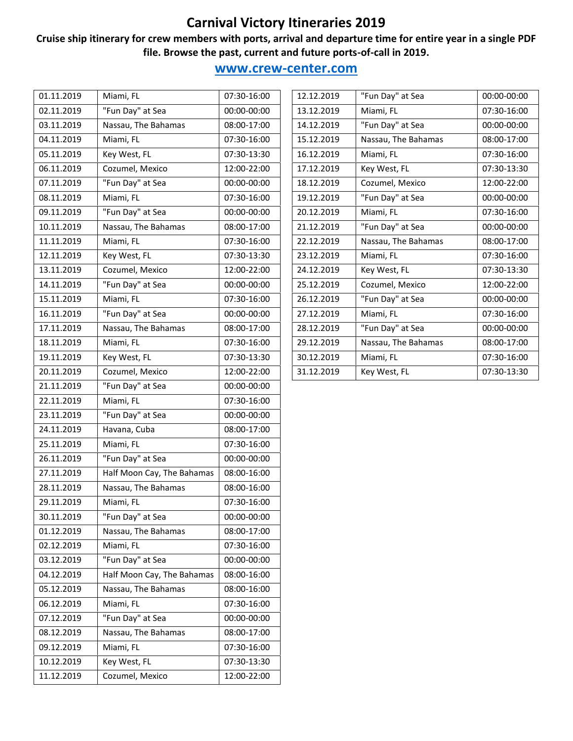# Carnival Victory Itineraries 2019

**Cruise ship itinerary for crew members with ports, arrival and departure time for entire year in a single PDF file. Browse the past, current and future ports-of-call in 2019.**

## www.crew-center.com

| | | |
|---|---|---|
| 01.11.2019 | Miami, FL | 07:30-16:00 |
| 02.11.2019 | "Fun Day" at Sea | 00:00-00:00 |
| 03.11.2019 | Nassau, The Bahamas | 08:00-17:00 |
| 04.11.2019 | Miami, FL | 07:30-16:00 |
| 05.11.2019 | Key West, FL | 07:30-13:30 |
| 06.11.2019 | Cozumel, Mexico | 12:00-22:00 |
| 07.11.2019 | "Fun Day" at Sea | 00:00-00:00 |
| 08.11.2019 | Miami, FL | 07:30-16:00 |
| 09.11.2019 | "Fun Day" at Sea | 00:00-00:00 |
| 10.11.2019 | Nassau, The Bahamas | 08:00-17:00 |
| 11.11.2019 | Miami, FL | 07:30-16:00 |
| 12.11.2019 | Key West, FL | 07:30-13:30 |
| 13.11.2019 | Cozumel, Mexico | 12:00-22:00 |
| 14.11.2019 | "Fun Day" at Sea | 00:00-00:00 |
| 15.11.2019 | Miami, FL | 07:30-16:00 |
| 16.11.2019 | "Fun Day" at Sea | 00:00-00:00 |
| 17.11.2019 | Nassau, The Bahamas | 08:00-17:00 |
| 18.11.2019 | Miami, FL | 07:30-16:00 |
| 19.11.2019 | Key West, FL | 07:30-13:30 |
| 20.11.2019 | Cozumel, Mexico | 12:00-22:00 |
| 21.11.2019 | "Fun Day" at Sea | 00:00-00:00 |
| 22.11.2019 | Miami, FL | 07:30-16:00 |
| 23.11.2019 | "Fun Day" at Sea | 00:00-00:00 |
| 24.11.2019 | Havana, Cuba | 08:00-17:00 |
| 25.11.2019 | Miami, FL | 07:30-16:00 |
| 26.11.2019 | "Fun Day" at Sea | 00:00-00:00 |
| 27.11.2019 | Half Moon Cay, The Bahamas | 08:00-16:00 |
| 28.11.2019 | Nassau, The Bahamas | 08:00-16:00 |
| 29.11.2019 | Miami, FL | 07:30-16:00 |
| 30.11.2019 | "Fun Day" at Sea | 00:00-00:00 |
| 01.12.2019 | Nassau, The Bahamas | 08:00-17:00 |
| 02.12.2019 | Miami, FL | 07:30-16:00 |
| 03.12.2019 | "Fun Day" at Sea | 00:00-00:00 |
| 04.12.2019 | Half Moon Cay, The Bahamas | 08:00-16:00 |
| 05.12.2019 | Nassau, The Bahamas | 08:00-16:00 |
| 06.12.2019 | Miami, FL | 07:30-16:00 |
| 07.12.2019 | "Fun Day" at Sea | 00:00-00:00 |
| 08.12.2019 | Nassau, The Bahamas | 08:00-17:00 |
| 09.12.2019 | Miami, FL | 07:30-16:00 |
| 10.12.2019 | Key West, FL | 07:30-13:30 |
| 11.12.2019 | Cozumel, Mexico | 12:00-22:00 |
| 12.12.2019 | "Fun Day" at Sea | 00:00-00:00 |
| 13.12.2019 | Miami, FL | 07:30-16:00 |
| 14.12.2019 | "Fun Day" at Sea | 00:00-00:00 |
| 15.12.2019 | Nassau, The Bahamas | 08:00-17:00 |
| 16.12.2019 | Miami, FL | 07:30-16:00 |
| 17.12.2019 | Key West, FL | 07:30-13:30 |
| 18.12.2019 | Cozumel, Mexico | 12:00-22:00 |
| 19.12.2019 | "Fun Day" at Sea | 00:00-00:00 |
| 20.12.2019 | Miami, FL | 07:30-16:00 |
| 21.12.2019 | "Fun Day" at Sea | 00:00-00:00 |
| 22.12.2019 | Nassau, The Bahamas | 08:00-17:00 |
| 23.12.2019 | Miami, FL | 07:30-16:00 |
| 24.12.2019 | Key West, FL | 07:30-13:30 |
| 25.12.2019 | Cozumel, Mexico | 12:00-22:00 |
| 26.12.2019 | "Fun Day" at Sea | 00:00-00:00 |
| 27.12.2019 | Miami, FL | 07:30-16:00 |
| 28.12.2019 | "Fun Day" at Sea | 00:00-00:00 |
| 29.12.2019 | Nassau, The Bahamas | 08:00-17:00 |
| 30.12.2019 | Miami, FL | 07:30-16:00 |
| 31.12.2019 | Key West, FL | 07:30-13:30 |